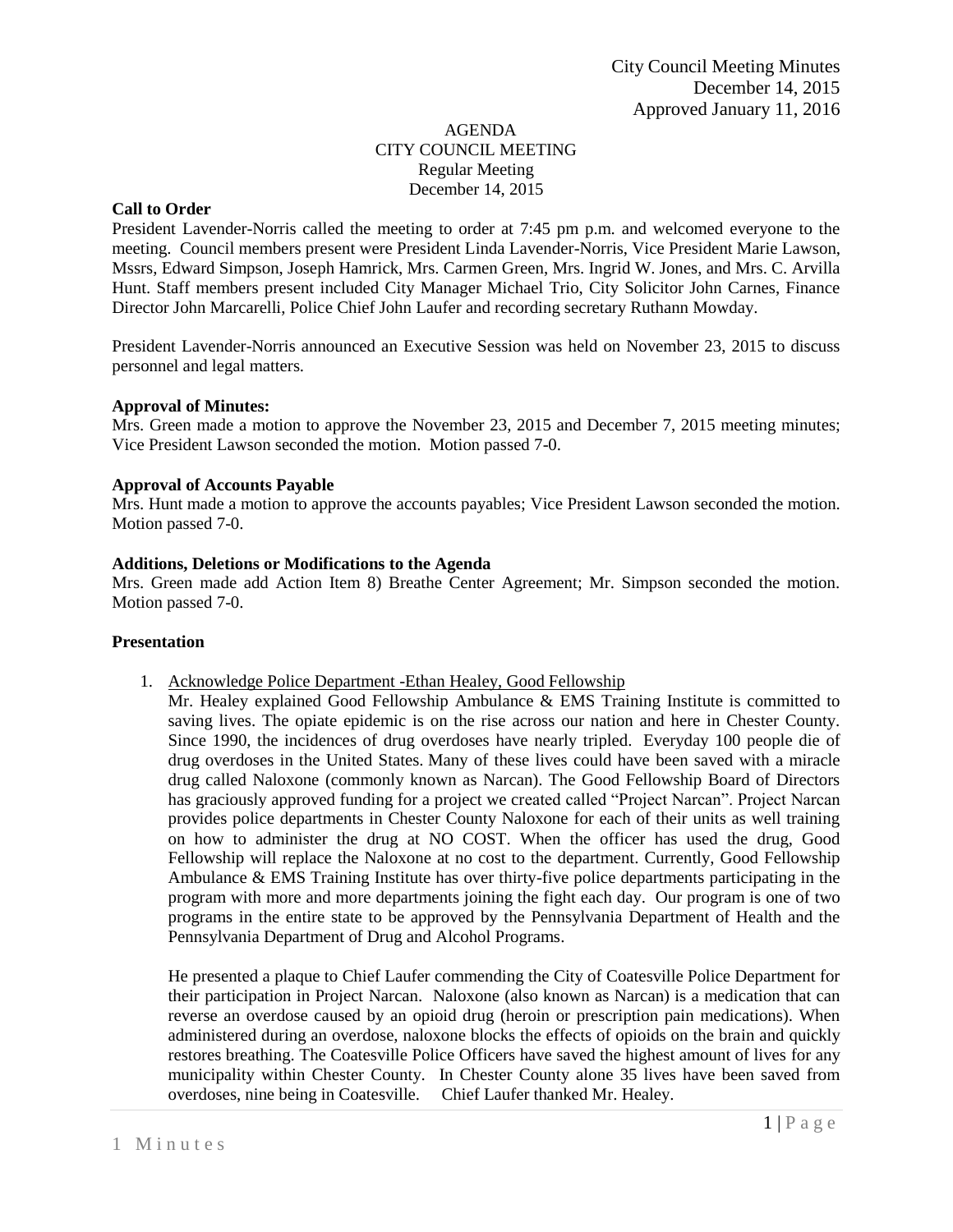City Council Meeting Minutes
December 14, 2015
Approved January 11, 2016

AGENDA
CITY COUNCIL MEETING
Regular Meeting
December 14, 2015

**Call to Order**

President Lavender-Norris called the meeting to order at 7:45 pm p.m. and welcomed everyone to the meeting. Council members present were President Linda Lavender-Norris, Vice President Marie Lawson, Mssrs, Edward Simpson, Joseph Hamrick, Mrs. Carmen Green, Mrs. Ingrid W. Jones, and Mrs. C. Arvilla Hunt. Staff members present included City Manager Michael Trio, City Solicitor John Carnes, Finance Director John Marcarelli, Police Chief John Laufer and recording secretary Ruthann Mowday.

President Lavender-Norris announced an Executive Session was held on November 23, 2015 to discuss personnel and legal matters.

**Approval of Minutes:**

Mrs. Green made a motion to approve the November 23, 2015 and December 7, 2015 meeting minutes; Vice President Lawson seconded the motion. Motion passed 7-0.

**Approval of Accounts Payable**

Mrs. Hunt made a motion to approve the accounts payables; Vice President Lawson seconded the motion. Motion passed 7-0.

**Additions, Deletions or Modifications to the Agenda**

Mrs. Green made add Action Item 8) Breathe Center Agreement; Mr. Simpson seconded the motion. Motion passed 7-0.

**Presentation**

1. Acknowledge Police Department -Ethan Healey, Good Fellowship

   Mr. Healey explained Good Fellowship Ambulance & EMS Training Institute is committed to saving lives. The opiate epidemic is on the rise across our nation and here in Chester County. Since 1990, the incidences of drug overdoses have nearly tripled. Everyday 100 people die of drug overdoses in the United States. Many of these lives could have been saved with a miracle drug called Naloxone (commonly known as Narcan). The Good Fellowship Board of Directors has graciously approved funding for a project we created called "Project Narcan". Project Narcan provides police departments in Chester County Naloxone for each of their units as well training on how to administer the drug at NO COST. When the officer has used the drug, Good Fellowship will replace the Naloxone at no cost to the department. Currently, Good Fellowship Ambulance & EMS Training Institute has over thirty-five police departments participating in the program with more and more departments joining the fight each day. Our program is one of two programs in the entire state to be approved by the Pennsylvania Department of Health and the Pennsylvania Department of Drug and Alcohol Programs.

   He presented a plaque to Chief Laufer commending the City of Coatesville Police Department for their participation in Project Narcan. Naloxone (also known as Narcan) is a medication that can reverse an overdose caused by an opioid drug (heroin or prescription pain medications). When administered during an overdose, naloxone blocks the effects of opioids on the brain and quickly restores breathing. The Coatesville Police Officers have saved the highest amount of lives for any municipality within Chester County. In Chester County alone 35 lives have been saved from overdoses, nine being in Coatesville. Chief Laufer thanked Mr. Healey.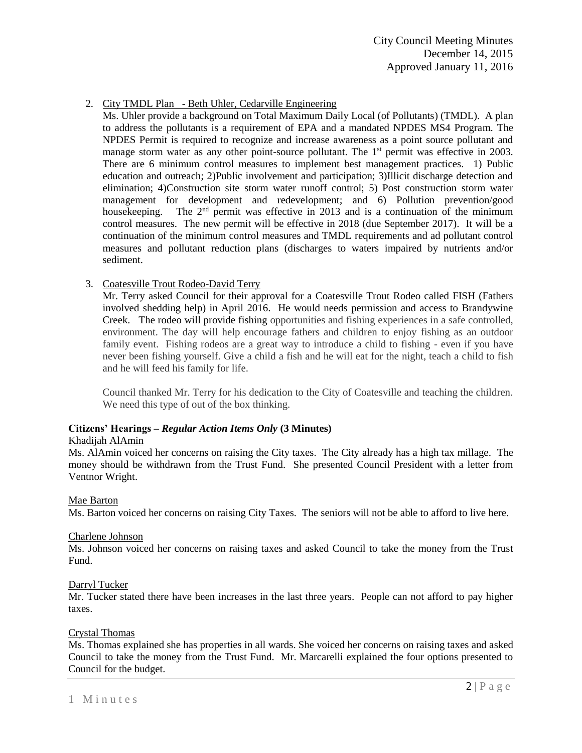2. City TMDL Plan - Beth Uhler, Cedarville Engineering

   Ms. Uhler provide a background on Total Maximum Daily Local (of Pollutants) (TMDL). A plan to address the pollutants is a requirement of EPA and a mandated NPDES MS4 Program. The NPDES Permit is required to recognize and increase awareness as a point source pollutant and manage storm water as any other point-source pollutant. The 1st permit was effective in 2003. There are 6 minimum control measures to implement best management practices. 1) Public education and outreach; 2)Public involvement and participation; 3)Illicit discharge detection and elimination; 4)Construction site storm water runoff control; 5) Post construction storm water management for development and redevelopment; and 6) Pollution prevention/good housekeeping. The 2nd permit was effective in 2013 and is a continuation of the minimum control measures. The new permit will be effective in 2018 (due September 2017). It will be a continuation of the minimum control measures and TMDL requirements and ad pollutant control measures and pollutant reduction plans (discharges to waters impaired by nutrients and/or sediment.

3. Coatesville Trout Rodeo-David Terry

   Mr. Terry asked Council for their approval for a Coatesville Trout Rodeo called FISH (Fathers involved shedding help) in April 2016. He would needs permission and access to Brandywine Creek. The rodeo will provide fishing opportunities and fishing experiences in a safe controlled, environment. The day will help encourage fathers and children to enjoy fishing as an outdoor family event. Fishing rodeos are a great way to introduce a child to fishing - even if you have never been fishing yourself. Give a child a fish and he will eat for the night, teach a child to fish and he will feed his family for life.

   Council thanked Mr. Terry for his dedication to the City of Coatesville and teaching the children. We need this type of out of the box thinking.

**Citizens' Hearings – *Regular Action Items Only* (3 Minutes)**

Khadijah AlAmin

Ms. AlAmin voiced her concerns on raising the City taxes. The City already has a high tax millage. The money should be withdrawn from the Trust Fund. She presented Council President with a letter from Ventnor Wright.

Mae Barton

Ms. Barton voiced her concerns on raising City Taxes. The seniors will not be able to afford to live here.

Charlene Johnson

Ms. Johnson voiced her concerns on raising taxes and asked Council to take the money from the Trust Fund.

Darryl Tucker

Mr. Tucker stated there have been increases in the last three years. People can not afford to pay higher taxes.

Crystal Thomas

Ms. Thomas explained she has properties in all wards. She voiced her concerns on raising taxes and asked Council to take the money from the Trust Fund. Mr. Marcarelli explained the four options presented to Council for the budget.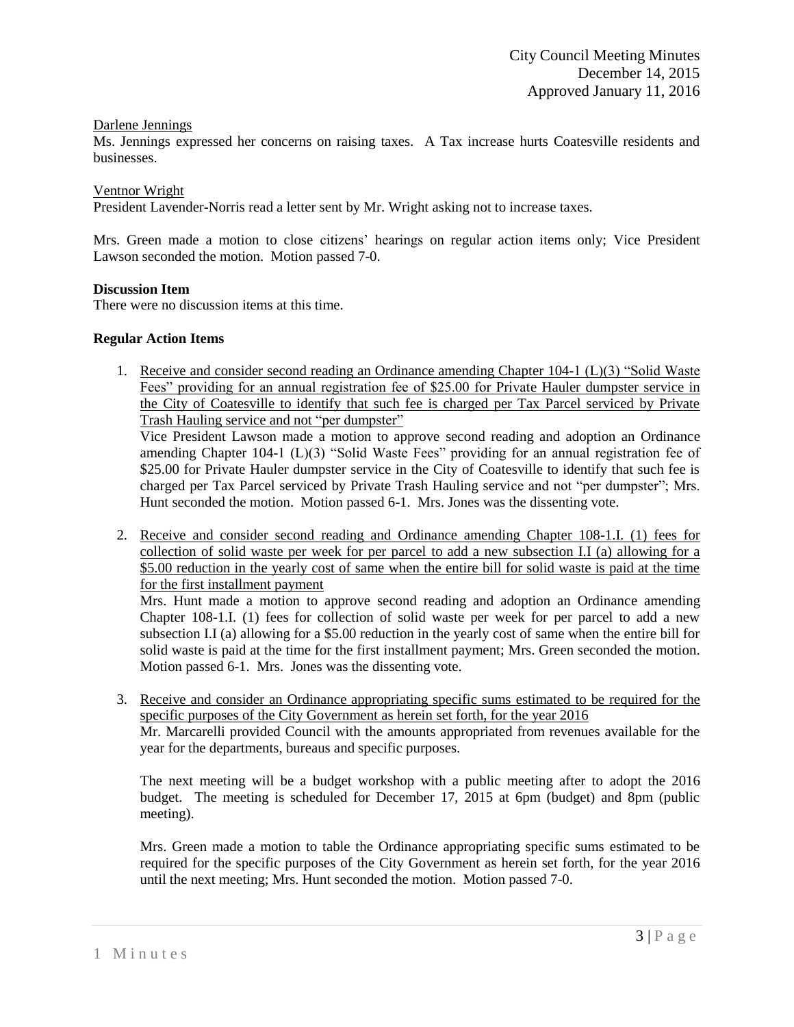Darlene Jennings

Ms. Jennings expressed her concerns on raising taxes. A Tax increase hurts Coatesville residents and businesses.

Ventnor Wright

President Lavender-Norris read a letter sent by Mr. Wright asking not to increase taxes.

Mrs. Green made a motion to close citizens' hearings on regular action items only; Vice President Lawson seconded the motion. Motion passed 7-0.

**Discussion Item**

There were no discussion items at this time.

**Regular Action Items**

1. Receive and consider second reading an Ordinance amending Chapter 104-1 (L)(3) "Solid Waste Fees" providing for an annual registration fee of $25.00 for Private Hauler dumpster service in the City of Coatesville to identify that such fee is charged per Tax Parcel serviced by Private Trash Hauling service and not "per dumpster"

   Vice President Lawson made a motion to approve second reading and adoption an Ordinance amending Chapter 104-1 (L)(3) "Solid Waste Fees" providing for an annual registration fee of $25.00 for Private Hauler dumpster service in the City of Coatesville to identify that such fee is charged per Tax Parcel serviced by Private Trash Hauling service and not "per dumpster"; Mrs. Hunt seconded the motion. Motion passed 6-1. Mrs. Jones was the dissenting vote.

2. Receive and consider second reading and Ordinance amending Chapter 108-1.I. (1) fees for collection of solid waste per week for per parcel to add a new subsection I.I (a) allowing for a $5.00 reduction in the yearly cost of same when the entire bill for solid waste is paid at the time for the first installment payment

   Mrs. Hunt made a motion to approve second reading and adoption an Ordinance amending Chapter 108-1.I. (1) fees for collection of solid waste per week for per parcel to add a new subsection I.I (a) allowing for a $5.00 reduction in the yearly cost of same when the entire bill for solid waste is paid at the time for the first installment payment; Mrs. Green seconded the motion. Motion passed 6-1. Mrs. Jones was the dissenting vote.

3. Receive and consider an Ordinance appropriating specific sums estimated to be required for the specific purposes of the City Government as herein set forth, for the year 2016

   Mr. Marcarelli provided Council with the amounts appropriated from revenues available for the year for the departments, bureaus and specific purposes.

   The next meeting will be a budget workshop with a public meeting after to adopt the 2016 budget. The meeting is scheduled for December 17, 2015 at 6pm (budget) and 8pm (public meeting).

   Mrs. Green made a motion to table the Ordinance appropriating specific sums estimated to be required for the specific purposes of the City Government as herein set forth, for the year 2016 until the next meeting; Mrs. Hunt seconded the motion. Motion passed 7-0.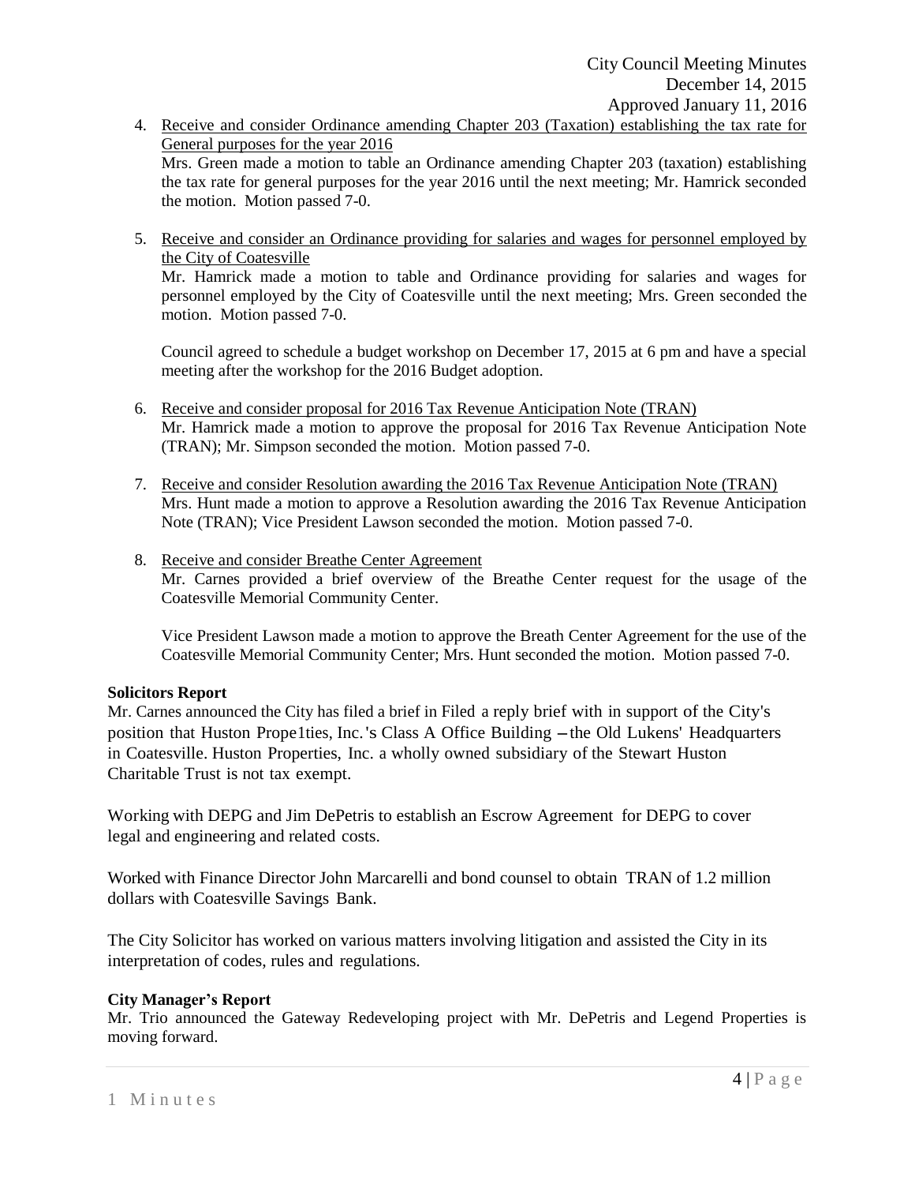4. Receive and consider Ordinance amending Chapter 203 (Taxation) establishing the tax rate for General purposes for the year 2016
   Mrs. Green made a motion to table an Ordinance amending Chapter 203 (taxation) establishing the tax rate for general purposes for the year 2016 until the next meeting; Mr. Hamrick seconded the motion. Motion passed 7-0.

5. Receive and consider an Ordinance providing for salaries and wages for personnel employed by the City of Coatesville
   Mr. Hamrick made a motion to table and Ordinance providing for salaries and wages for personnel employed by the City of Coatesville until the next meeting; Mrs. Green seconded the motion. Motion passed 7-0.

   Council agreed to schedule a budget workshop on December 17, 2015 at 6 pm and have a special meeting after the workshop for the 2016 Budget adoption.

6. Receive and consider proposal for 2016 Tax Revenue Anticipation Note (TRAN)
   Mr. Hamrick made a motion to approve the proposal for 2016 Tax Revenue Anticipation Note (TRAN); Mr. Simpson seconded the motion. Motion passed 7-0.

7. Receive and consider Resolution awarding the 2016 Tax Revenue Anticipation Note (TRAN)
   Mrs. Hunt made a motion to approve a Resolution awarding the 2016 Tax Revenue Anticipation Note (TRAN); Vice President Lawson seconded the motion. Motion passed 7-0.

8. Receive and consider Breathe Center Agreement
   Mr. Carnes provided a brief overview of the Breathe Center request for the usage of the Coatesville Memorial Community Center.

   Vice President Lawson made a motion to approve the Breath Center Agreement for the use of the Coatesville Memorial Community Center; Mrs. Hunt seconded the motion. Motion passed 7-0.

**Solicitors Report**
Mr. Carnes announced the City has filed a brief in Filed a reply brief with in support of the City's position that Huston Prope1ties, Inc.'s Class A Office Building – the Old Lukens' Headquarters in Coatesville. Huston Properties, Inc. a wholly owned subsidiary of the Stewart Huston Charitable Trust is not tax exempt.

Working with DEPG and Jim DePetris to establish an Escrow Agreement for DEPG to cover legal and engineering and related costs.

Worked with Finance Director John Marcarelli and bond counsel to obtain TRAN of 1.2 million dollars with Coatesville Savings Bank.

The City Solicitor has worked on various matters involving litigation and assisted the City in its interpretation of codes, rules and regulations.

**City Manager's Report**
Mr. Trio announced the Gateway Redeveloping project with Mr. DePetris and Legend Properties is moving forward.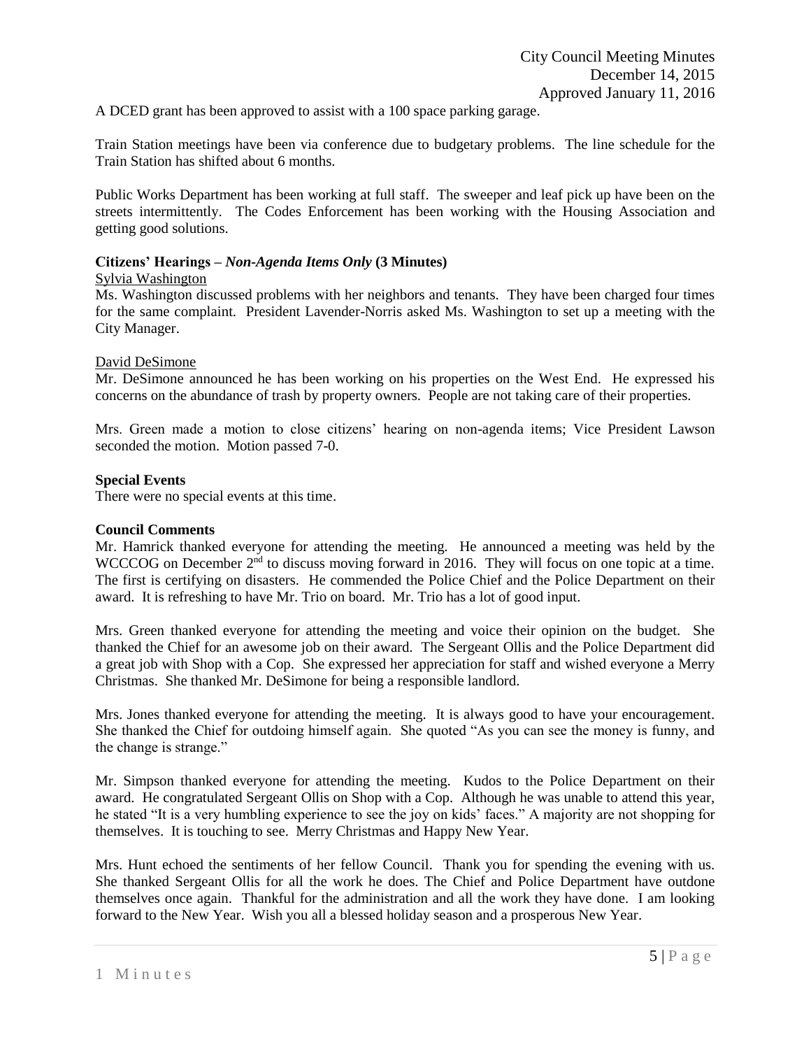A DCED grant has been approved to assist with a 100 space parking garage.

Train Station meetings have been via conference due to budgetary problems. The line schedule for the Train Station has shifted about 6 months.

Public Works Department has been working at full staff. The sweeper and leaf pick up have been on the streets intermittently. The Codes Enforcement has been working with the Housing Association and getting good solutions.

**Citizens' Hearings –** ***Non-Agenda Items Only*** **(3 Minutes)**

Sylvia Washington

Ms. Washington discussed problems with her neighbors and tenants. They have been charged four times for the same complaint. President Lavender-Norris asked Ms. Washington to set up a meeting with the City Manager.

David DeSimone

Mr. DeSimone announced he has been working on his properties on the West End. He expressed his concerns on the abundance of trash by property owners. People are not taking care of their properties.

Mrs. Green made a motion to close citizens' hearing on non-agenda items; Vice President Lawson seconded the motion. Motion passed 7-0.

**Special Events**

There were no special events at this time.

**Council Comments**

Mr. Hamrick thanked everyone for attending the meeting. He announced a meeting was held by the WCCCOG on December 2nd to discuss moving forward in 2016. They will focus on one topic at a time. The first is certifying on disasters. He commended the Police Chief and the Police Department on their award. It is refreshing to have Mr. Trio on board. Mr. Trio has a lot of good input.

Mrs. Green thanked everyone for attending the meeting and voice their opinion on the budget. She thanked the Chief for an awesome job on their award. The Sergeant Ollis and the Police Department did a great job with Shop with a Cop. She expressed her appreciation for staff and wished everyone a Merry Christmas. She thanked Mr. DeSimone for being a responsible landlord.

Mrs. Jones thanked everyone for attending the meeting. It is always good to have your encouragement. She thanked the Chief for outdoing himself again. She quoted "As you can see the money is funny, and the change is strange."

Mr. Simpson thanked everyone for attending the meeting. Kudos to the Police Department on their award. He congratulated Sergeant Ollis on Shop with a Cop. Although he was unable to attend this year, he stated "It is a very humbling experience to see the joy on kids' faces." A majority are not shopping for themselves. It is touching to see. Merry Christmas and Happy New Year.

Mrs. Hunt echoed the sentiments of her fellow Council. Thank you for spending the evening with us. She thanked Sergeant Ollis for all the work he does. The Chief and Police Department have outdone themselves once again. Thankful for the administration and all the work they have done. I am looking forward to the New Year. Wish you all a blessed holiday season and a prosperous New Year.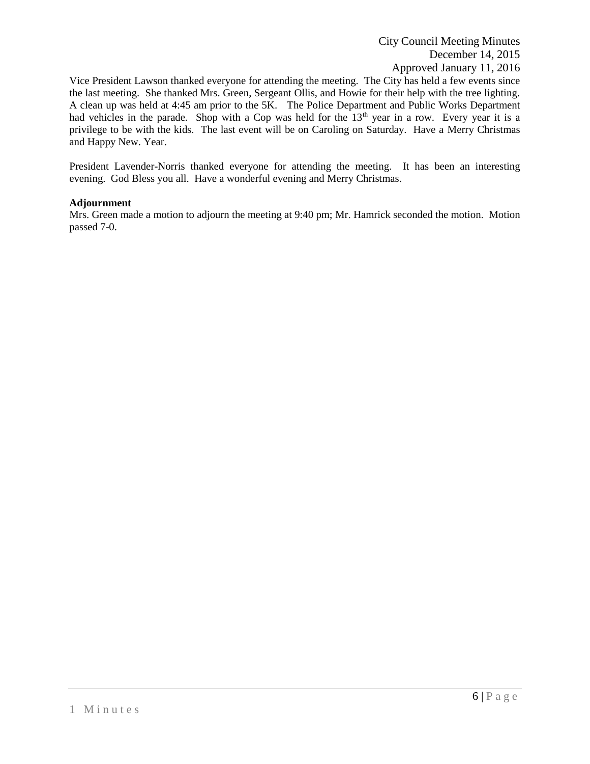Vice President Lawson thanked everyone for attending the meeting. The City has held a few events since the last meeting. She thanked Mrs. Green, Sergeant Ollis, and Howie for their help with the tree lighting. A clean up was held at 4:45 am prior to the 5K. The Police Department and Public Works Department had vehicles in the parade. Shop with a Cop was held for the 13th year in a row. Every year it is a privilege to be with the kids. The last event will be on Caroling on Saturday. Have a Merry Christmas and Happy New. Year.

President Lavender-Norris thanked everyone for attending the meeting. It has been an interesting evening. God Bless you all. Have a wonderful evening and Merry Christmas.

**Adjournment**

Mrs. Green made a motion to adjourn the meeting at 9:40 pm; Mr. Hamrick seconded the motion. Motion passed 7-0.